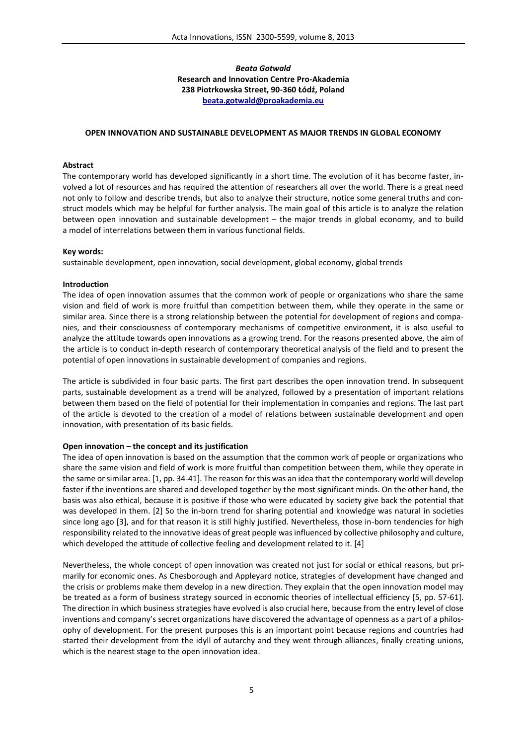*Beata Gotwald*
**Research and Innovation Centre Pro-Akademia**
**238 Piotrkowska Street, 90-360 Łódź, Poland**
**beata.gotwald@proakademia.eu**

# OPEN INNOVATION AND SUSTAINABLE DEVELOPMENT AS MAJOR TRENDS IN GLOBAL ECONOMY

## Abstract

The contemporary world has developed significantly in a short time. The evolution of it has become faster, involved a lot of resources and has required the attention of researchers all over the world. There is a great need not only to follow and describe trends, but also to analyze their structure, notice some general truths and construct models which may be helpful for further analysis. The main goal of this article is to analyze the relation between open innovation and sustainable development – the major trends in global economy, and to build a model of interrelations between them in various functional fields.

## Key words:

sustainable development, open innovation, social development, global economy, global trends

## Introduction

The idea of open innovation assumes that the common work of people or organizations who share the same vision and field of work is more fruitful than competition between them, while they operate in the same or similar area. Since there is a strong relationship between the potential for development of regions and companies, and their consciousness of contemporary mechanisms of competitive environment, it is also useful to analyze the attitude towards open innovations as a growing trend. For the reasons presented above, the aim of the article is to conduct in-depth research of contemporary theoretical analysis of the field and to present the potential of open innovations in sustainable development of companies and regions.

The article is subdivided in four basic parts. The first part describes the open innovation trend. In subsequent parts, sustainable development as a trend will be analyzed, followed by a presentation of important relations between them based on the field of potential for their implementation in companies and regions. The last part of the article is devoted to the creation of a model of relations between sustainable development and open innovation, with presentation of its basic fields.

## Open innovation – the concept and its justification

The idea of open innovation is based on the assumption that the common work of people or organizations who share the same vision and field of work is more fruitful than competition between them, while they operate in the same or similar area. [1, pp. 34-41]. The reason for this was an idea that the contemporary world will develop faster if the inventions are shared and developed together by the most significant minds. On the other hand, the basis was also ethical, because it is positive if those who were educated by society give back the potential that was developed in them. [2] So the in-born trend for sharing potential and knowledge was natural in societies since long ago [3], and for that reason it is still highly justified. Nevertheless, those in-born tendencies for high responsibility related to the innovative ideas of great people was influenced by collective philosophy and culture, which developed the attitude of collective feeling and development related to it. [4]

Nevertheless, the whole concept of open innovation was created not just for social or ethical reasons, but primarily for economic ones. As Chesborough and Appleyard notice, strategies of development have changed and the crisis or problems make them develop in a new direction. They explain that the open innovation model may be treated as a form of business strategy sourced in economic theories of intellectual efficiency [5, pp. 57-61]. The direction in which business strategies have evolved is also crucial here, because from the entry level of close inventions and company's secret organizations have discovered the advantage of openness as a part of a philosophy of development. For the present purposes this is an important point because regions and countries had started their development from the idyll of autarchy and they went through alliances, finally creating unions, which is the nearest stage to the open innovation idea.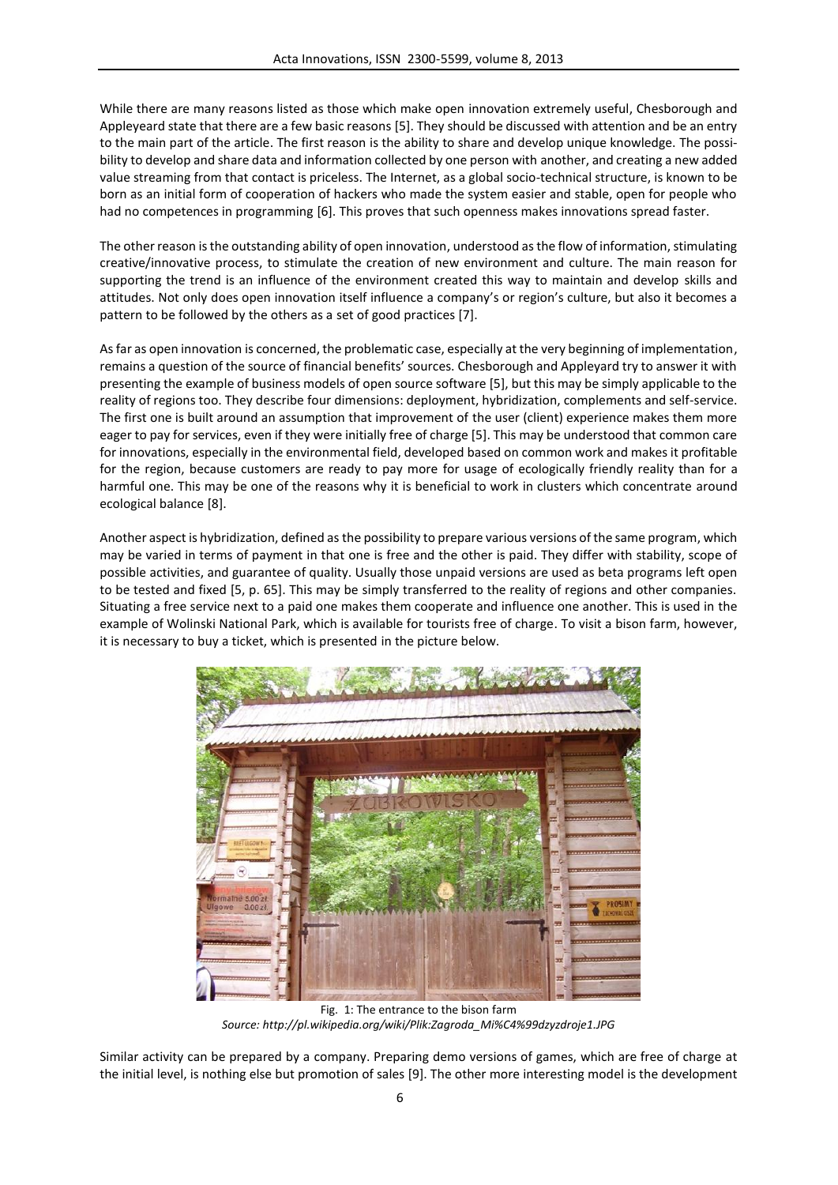While there are many reasons listed as those which make open innovation extremely useful, Chesborough and Appleyeard state that there are a few basic reasons [5]. They should be discussed with attention and be an entry to the main part of the article. The first reason is the ability to share and develop unique knowledge. The possibility to develop and share data and information collected by one person with another, and creating a new added value streaming from that contact is priceless. The Internet, as a global socio-technical structure, is known to be born as an initial form of cooperation of hackers who made the system easier and stable, open for people who had no competences in programming [6]. This proves that such openness makes innovations spread faster.

The other reason is the outstanding ability of open innovation, understood as the flow of information, stimulating creative/innovative process, to stimulate the creation of new environment and culture. The main reason for supporting the trend is an influence of the environment created this way to maintain and develop skills and attitudes. Not only does open innovation itself influence a company's or region's culture, but also it becomes a pattern to be followed by the others as a set of good practices [7].

As far as open innovation is concerned, the problematic case, especially at the very beginning of implementation, remains a question of the source of financial benefits' sources. Chesborough and Appleyard try to answer it with presenting the example of business models of open source software [5], but this may be simply applicable to the reality of regions too. They describe four dimensions: deployment, hybridization, complements and self-service. The first one is built around an assumption that improvement of the user (client) experience makes them more eager to pay for services, even if they were initially free of charge [5]. This may be understood that common care for innovations, especially in the environmental field, developed based on common work and makes it profitable for the region, because customers are ready to pay more for usage of ecologically friendly reality than for a harmful one. This may be one of the reasons why it is beneficial to work in clusters which concentrate around ecological balance [8].

Another aspect is hybridization, defined as the possibility to prepare various versions of the same program, which may be varied in terms of payment in that one is free and the other is paid. They differ with stability, scope of possible activities, and guarantee of quality. Usually those unpaid versions are used as beta programs left open to be tested and fixed [5, p. 65]. This may be simply transferred to the reality of regions and other companies. Situating a free service next to a paid one makes them cooperate and influence one another. This is used in the example of Wolinski National Park, which is available for tourists free of charge. To visit a bison farm, however, it is necessary to buy a ticket, which is presented in the picture below.

Fig. 1: The entrance to the bison farm
*Source: http://pl.wikipedia.org/wiki/Plik:Zagroda_Mi%C4%99dzyzdroje1.JPG*

Similar activity can be prepared by a company. Preparing demo versions of games, which are free of charge at the initial level, is nothing else but promotion of sales [9]. The other more interesting model is the development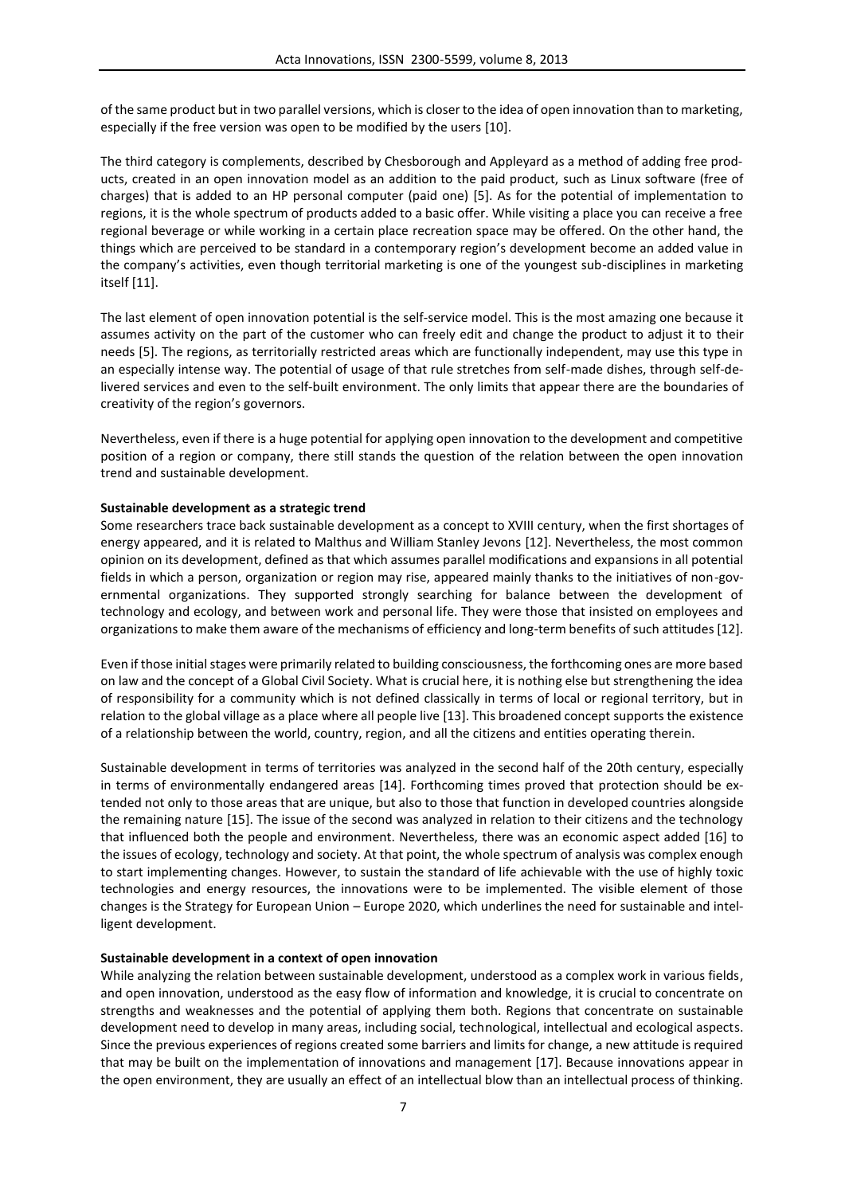of the same product but in two parallel versions, which is closer to the idea of open innovation than to marketing, especially if the free version was open to be modified by the users [10].

The third category is complements, described by Chesborough and Appleyard as a method of adding free products, created in an open innovation model as an addition to the paid product, such as Linux software (free of charges) that is added to an HP personal computer (paid one) [5]. As for the potential of implementation to regions, it is the whole spectrum of products added to a basic offer. While visiting a place you can receive a free regional beverage or while working in a certain place recreation space may be offered. On the other hand, the things which are perceived to be standard in a contemporary region's development become an added value in the company's activities, even though territorial marketing is one of the youngest sub-disciplines in marketing itself [11].

The last element of open innovation potential is the self-service model. This is the most amazing one because it assumes activity on the part of the customer who can freely edit and change the product to adjust it to their needs [5]. The regions, as territorially restricted areas which are functionally independent, may use this type in an especially intense way. The potential of usage of that rule stretches from self-made dishes, through self-delivered services and even to the self-built environment. The only limits that appear there are the boundaries of creativity of the region's governors.

Nevertheless, even if there is a huge potential for applying open innovation to the development and competitive position of a region or company, there still stands the question of the relation between the open innovation trend and sustainable development.

**Sustainable development as a strategic trend**

Some researchers trace back sustainable development as a concept to XVIII century, when the first shortages of energy appeared, and it is related to Malthus and William Stanley Jevons [12]. Nevertheless, the most common opinion on its development, defined as that which assumes parallel modifications and expansions in all potential fields in which a person, organization or region may rise, appeared mainly thanks to the initiatives of non-governmental organizations. They supported strongly searching for balance between the development of technology and ecology, and between work and personal life. They were those that insisted on employees and organizations to make them aware of the mechanisms of efficiency and long-term benefits of such attitudes [12].

Even if those initial stages were primarily related to building consciousness, the forthcoming ones are more based on law and the concept of a Global Civil Society. What is crucial here, it is nothing else but strengthening the idea of responsibility for a community which is not defined classically in terms of local or regional territory, but in relation to the global village as a place where all people live [13]. This broadened concept supports the existence of a relationship between the world, country, region, and all the citizens and entities operating therein.

Sustainable development in terms of territories was analyzed in the second half of the 20th century, especially in terms of environmentally endangered areas [14]. Forthcoming times proved that protection should be extended not only to those areas that are unique, but also to those that function in developed countries alongside the remaining nature [15]. The issue of the second was analyzed in relation to their citizens and the technology that influenced both the people and environment. Nevertheless, there was an economic aspect added [16] to the issues of ecology, technology and society. At that point, the whole spectrum of analysis was complex enough to start implementing changes. However, to sustain the standard of life achievable with the use of highly toxic technologies and energy resources, the innovations were to be implemented. The visible element of those changes is the Strategy for European Union – Europe 2020, which underlines the need for sustainable and intelligent development.

**Sustainable development in a context of open innovation**

While analyzing the relation between sustainable development, understood as a complex work in various fields, and open innovation, understood as the easy flow of information and knowledge, it is crucial to concentrate on strengths and weaknesses and the potential of applying them both. Regions that concentrate on sustainable development need to develop in many areas, including social, technological, intellectual and ecological aspects. Since the previous experiences of regions created some barriers and limits for change, a new attitude is required that may be built on the implementation of innovations and management [17]. Because innovations appear in the open environment, they are usually an effect of an intellectual blow than an intellectual process of thinking.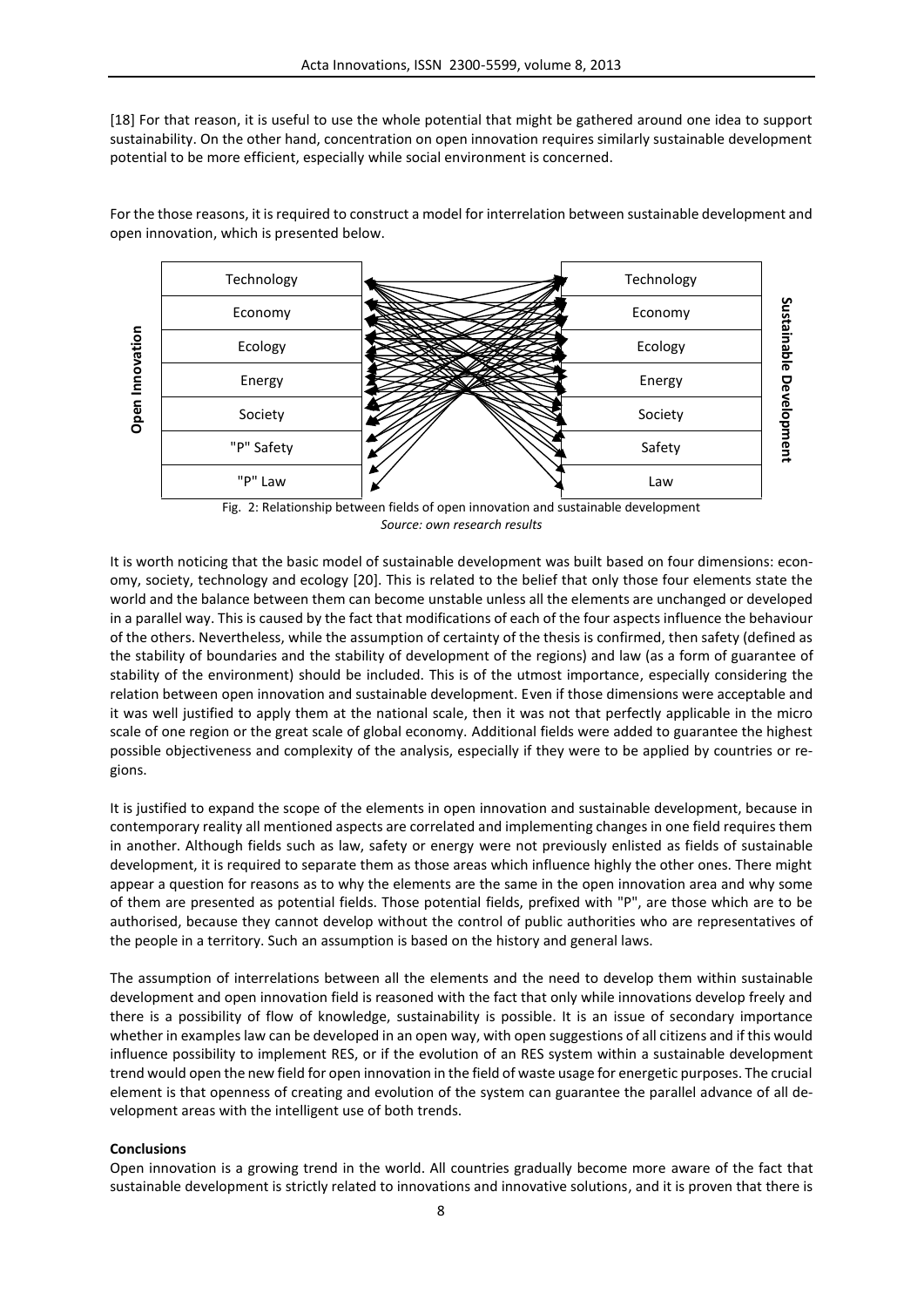[18] For that reason, it is useful to use the whole potential that might be gathered around one idea to support sustainability. On the other hand, concentration on open innovation requires similarly sustainable development potential to be more efficient, especially while social environment is concerned.

For the those reasons, it is required to construct a model for interrelation between sustainable development and open innovation, which is presented below.

| Open Innovation | Sustainable Development |
|---|---|
| Technology | Technology |
| Economy | Economy |
| Ecology | Ecology |
| Energy | Energy |
| Society | Society |
| "P" Safety | Safety |
| "P" Law | Law |

Fig. 2: Relationship between fields of open innovation and sustainable development
*Source: own research results*

It is worth noticing that the basic model of sustainable development was built based on four dimensions: economy, society, technology and ecology [20]. This is related to the belief that only those four elements state the world and the balance between them can become unstable unless all the elements are unchanged or developed in a parallel way. This is caused by the fact that modifications of each of the four aspects influence the behaviour of the others. Nevertheless, while the assumption of certainty of the thesis is confirmed, then safety (defined as the stability of boundaries and the stability of development of the regions) and law (as a form of guarantee of stability of the environment) should be included. This is of the utmost importance, especially considering the relation between open innovation and sustainable development. Even if those dimensions were acceptable and it was well justified to apply them at the national scale, then it was not that perfectly applicable in the micro scale of one region or the great scale of global economy. Additional fields were added to guarantee the highest possible objectiveness and complexity of the analysis, especially if they were to be applied by countries or regions.

It is justified to expand the scope of the elements in open innovation and sustainable development, because in contemporary reality all mentioned aspects are correlated and implementing changes in one field requires them in another. Although fields such as law, safety or energy were not previously enlisted as fields of sustainable development, it is required to separate them as those areas which influence highly the other ones. There might appear a question for reasons as to why the elements are the same in the open innovation area and why some of them are presented as potential fields. Those potential fields, prefixed with "P", are those which are to be authorised, because they cannot develop without the control of public authorities who are representatives of the people in a territory. Such an assumption is based on the history and general laws.

The assumption of interrelations between all the elements and the need to develop them within sustainable development and open innovation field is reasoned with the fact that only while innovations develop freely and there is a possibility of flow of knowledge, sustainability is possible. It is an issue of secondary importance whether in examples law can be developed in an open way, with open suggestions of all citizens and if this would influence possibility to implement RES, or if the evolution of an RES system within a sustainable development trend would open the new field for open innovation in the field of waste usage for energetic purposes. The crucial element is that openness of creating and evolution of the system can guarantee the parallel advance of all development areas with the intelligent use of both trends.

**Conclusions**

Open innovation is a growing trend in the world. All countries gradually become more aware of the fact that sustainable development is strictly related to innovations and innovative solutions, and it is proven that there is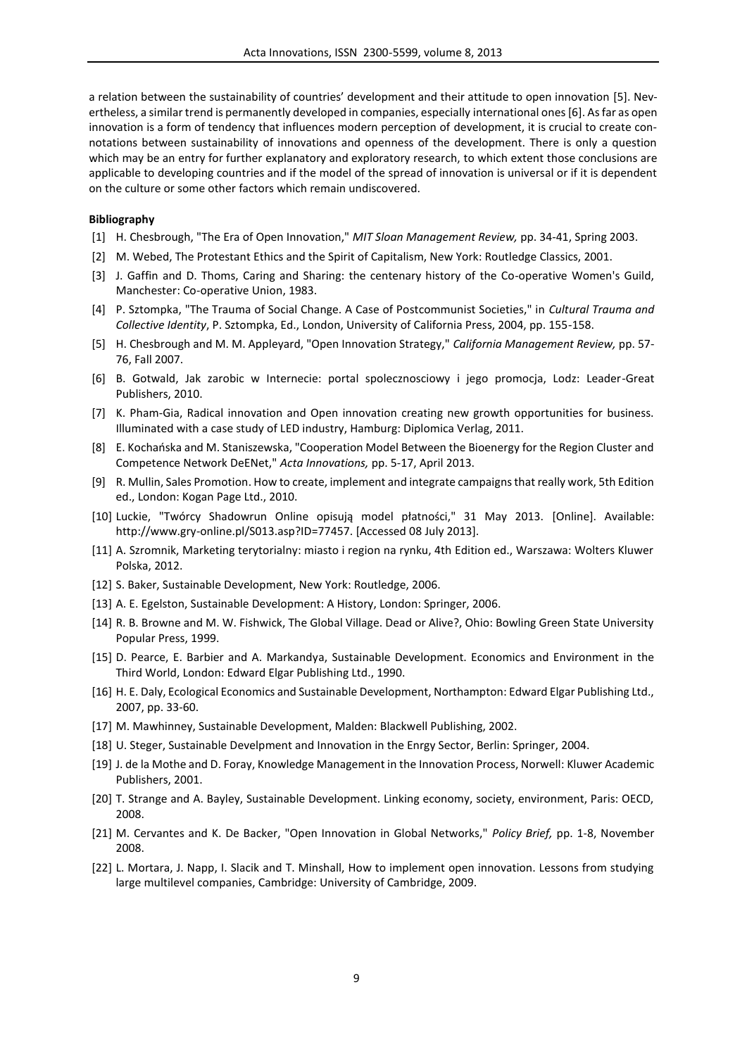a relation between the sustainability of countries' development and their attitude to open innovation [5]. Nevertheless, a similar trend is permanently developed in companies, especially international ones [6]. As far as open innovation is a form of tendency that influences modern perception of development, it is crucial to create connotations between sustainability of innovations and openness of the development. There is only a question which may be an entry for further explanatory and exploratory research, to which extent those conclusions are applicable to developing countries and if the model of the spread of innovation is universal or if it is dependent on the culture or some other factors which remain undiscovered.

**Bibliography**

[1] H. Chesbrough, "The Era of Open Innovation," *MIT Sloan Management Review,* pp. 34-41, Spring 2003.

[2] M. Webed, The Protestant Ethics and the Spirit of Capitalism, New York: Routledge Classics, 2001.

[3] J. Gaffin and D. Thoms, Caring and Sharing: the centenary history of the Co-operative Women's Guild, Manchester: Co-operative Union, 1983.

[4] P. Sztompka, "The Trauma of Social Change. A Case of Postcommunist Societies," in *Cultural Trauma and Collective Identity*, P. Sztompka, Ed., London, University of California Press, 2004, pp. 155-158.

[5] H. Chesbrough and M. M. Appleyard, "Open Innovation Strategy," *California Management Review,* pp. 57-76, Fall 2007.

[6] B. Gotwald, Jak zarobic w Internecie: portal spolecznosciowy i jego promocja, Lodz: Leader-Great Publishers, 2010.

[7] K. Pham-Gia, Radical innovation and Open innovation creating new growth opportunities for business. Illuminated with a case study of LED industry, Hamburg: Diplomica Verlag, 2011.

[8] E. Kochańska and M. Staniszewska, "Cooperation Model Between the Bioenergy for the Region Cluster and Competence Network DeENet," *Acta Innovations,* pp. 5-17, April 2013.

[9] R. Mullin, Sales Promotion. How to create, implement and integrate campaigns that really work, 5th Edition ed., London: Kogan Page Ltd., 2010.

[10] Luckie, "Twórcy Shadowrun Online opisują model płatności," 31 May 2013. [Online]. Available: http://www.gry-online.pl/S013.asp?ID=77457. [Accessed 08 July 2013].

[11] A. Szromnik, Marketing terytorialny: miasto i region na rynku, 4th Edition ed., Warszawa: Wolters Kluwer Polska, 2012.

[12] S. Baker, Sustainable Development, New York: Routledge, 2006.

[13] A. E. Egelston, Sustainable Development: A History, London: Springer, 2006.

[14] R. B. Browne and M. W. Fishwick, The Global Village. Dead or Alive?, Ohio: Bowling Green State University Popular Press, 1999.

[15] D. Pearce, E. Barbier and A. Markandya, Sustainable Development. Economics and Environment in the Third World, London: Edward Elgar Publishing Ltd., 1990.

[16] H. E. Daly, Ecological Economics and Sustainable Development, Northampton: Edward Elgar Publishing Ltd., 2007, pp. 33-60.

[17] M. Mawhinney, Sustainable Development, Malden: Blackwell Publishing, 2002.

[18] U. Steger, Sustainable Develpment and Innovation in the Enrgy Sector, Berlin: Springer, 2004.

[19] J. de la Mothe and D. Foray, Knowledge Management in the Innovation Process, Norwell: Kluwer Academic Publishers, 2001.

[20] T. Strange and A. Bayley, Sustainable Development. Linking economy, society, environment, Paris: OECD, 2008.

[21] M. Cervantes and K. De Backer, "Open Innovation in Global Networks," *Policy Brief,* pp. 1-8, November 2008.

[22] L. Mortara, J. Napp, I. Slacik and T. Minshall, How to implement open innovation. Lessons from studying large multilevel companies, Cambridge: University of Cambridge, 2009.